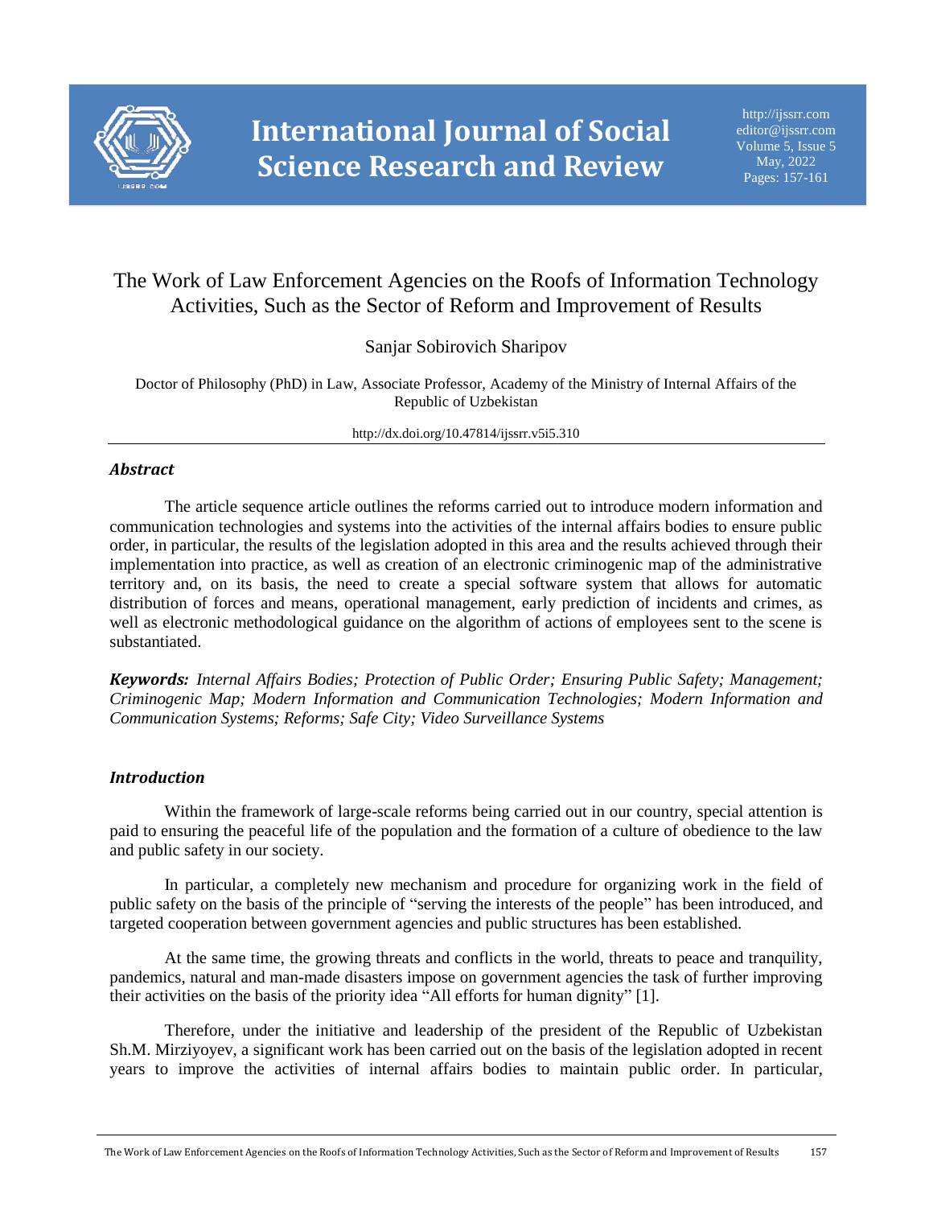# The Work of Law Enforcement Agencies on the Roofs of Information Technology Activities, Such as the Sector of Reform and Improvement of Results

Sanjar Sobirovich Sharipov

Doctor of Philosophy (PhD) in Law, Associate Professor, Academy of the Ministry of Internal Affairs of the Republic of Uzbekistan

http://dx.doi.org/10.47814/ijssrr.v5i5.310

## *Abstract*

The article sequence article outlines the reforms carried out to introduce modern information and communication technologies and systems into the activities of the internal affairs bodies to ensure public order, in particular, the results of the legislation adopted in this area and the results achieved through their implementation into practice, as well as creation of an electronic criminogenic map of the administrative territory and, on its basis, the need to create a special software system that allows for automatic distribution of forces and means, operational management, early prediction of incidents and crimes, as well as electronic methodological guidance on the algorithm of actions of employees sent to the scene is substantiated.

***Keywords:*** *Internal Affairs Bodies; Protection of Public Order; Ensuring Public Safety; Management; Criminogenic Map; Modern Information and Communication Technologies; Modern Information and Communication Systems; Reforms; Safe City; Video Surveillance Systems*

## *Introduction*

Within the framework of large-scale reforms being carried out in our country, special attention is paid to ensuring the peaceful life of the population and the formation of a culture of obedience to the law and public safety in our society.

In particular, a completely new mechanism and procedure for organizing work in the field of public safety on the basis of the principle of "serving the interests of the people" has been introduced, and targeted cooperation between government agencies and public structures has been established.

At the same time, the growing threats and conflicts in the world, threats to peace and tranquility, pandemics, natural and man-made disasters impose on government agencies the task of further improving their activities on the basis of the priority idea "All efforts for human dignity" [1].

Therefore, under the initiative and leadership of the president of the Republic of Uzbekistan Sh.M. Mirziyoyev, a significant work has been carried out on the basis of the legislation adopted in recent years to improve the activities of internal affairs bodies to maintain public order. In particular,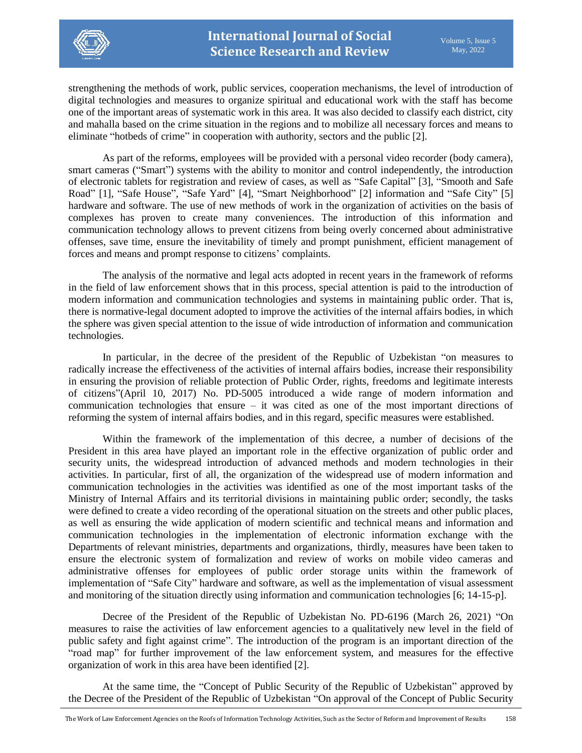strengthening the methods of work, public services, cooperation mechanisms, the level of introduction of digital technologies and measures to organize spiritual and educational work with the staff has become one of the important areas of systematic work in this area. It was also decided to classify each district, city and mahalla based on the crime situation in the regions and to mobilize all necessary forces and means to eliminate "hotbeds of crime" in cooperation with authority, sectors and the public [2].

As part of the reforms, employees will be provided with a personal video recorder (body camera), smart cameras ("Smart") systems with the ability to monitor and control independently, the introduction of electronic tablets for registration and review of cases, as well as "Safe Capital" [3], "Smooth and Safe Road" [1], "Safe House", "Safe Yard" [4], "Smart Neighborhood" [2] information and "Safe City" [5] hardware and software. The use of new methods of work in the organization of activities on the basis of complexes has proven to create many conveniences. The introduction of this information and communication technology allows to prevent citizens from being overly concerned about administrative offenses, save time, ensure the inevitability of timely and prompt punishment, efficient management of forces and means and prompt response to citizens' complaints.

The analysis of the normative and legal acts adopted in recent years in the framework of reforms in the field of law enforcement shows that in this process, special attention is paid to the introduction of modern information and communication technologies and systems in maintaining public order. That is, there is normative-legal document adopted to improve the activities of the internal affairs bodies, in which the sphere was given special attention to the issue of wide introduction of information and communication technologies.

In particular, in the decree of the president of the Republic of Uzbekistan "on measures to radically increase the effectiveness of the activities of internal affairs bodies, increase their responsibility in ensuring the provision of reliable protection of Public Order, rights, freedoms and legitimate interests of citizens"(April 10, 2017) No. PD-5005 introduced a wide range of modern information and communication technologies that ensure – it was cited as one of the most important directions of reforming the system of internal affairs bodies, and in this regard, specific measures were established.

Within the framework of the implementation of this decree, a number of decisions of the President in this area have played an important role in the effective organization of public order and security units, the widespread introduction of advanced methods and modern technologies in their activities. In particular, first of all, the organization of the widespread use of modern information and communication technologies in the activities was identified as one of the most important tasks of the Ministry of Internal Affairs and its territorial divisions in maintaining public order; secondly, the tasks were defined to create a video recording of the operational situation on the streets and other public places, as well as ensuring the wide application of modern scientific and technical means and information and communication technologies in the implementation of electronic information exchange with the Departments of relevant ministries, departments and organizations, thirdly, measures have been taken to ensure the electronic system of formalization and review of works on mobile video cameras and administrative offenses for employees of public order storage units within the framework of implementation of "Safe City" hardware and software, as well as the implementation of visual assessment and monitoring of the situation directly using information and communication technologies [6; 14-15-p].

Decree of the President of the Republic of Uzbekistan No. PD-6196 (March 26, 2021) "On measures to raise the activities of law enforcement agencies to a qualitatively new level in the field of public safety and fight against crime". The introduction of the program is an important direction of the "road map" for further improvement of the law enforcement system, and measures for the effective organization of work in this area have been identified [2].

At the same time, the "Concept of Public Security of the Republic of Uzbekistan" approved by the Decree of the President of the Republic of Uzbekistan "On approval of the Concept of Public Security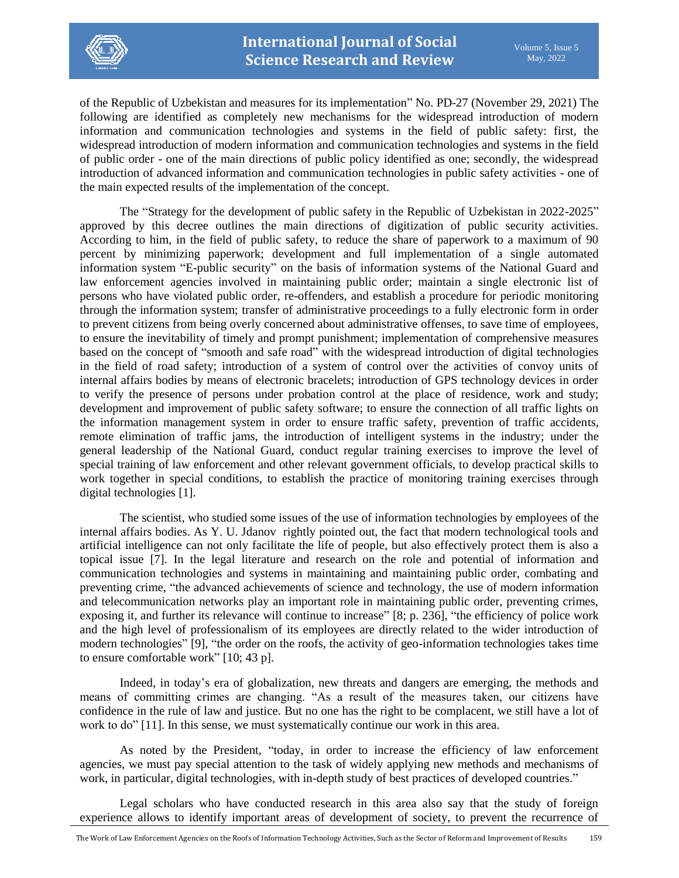of the Republic of Uzbekistan and measures for its implementation" No. PD-27 (November 29, 2021) The following are identified as completely new mechanisms for the widespread introduction of modern information and communication technologies and systems in the field of public safety: first, the widespread introduction of modern information and communication technologies and systems in the field of public order - one of the main directions of public policy identified as one; secondly, the widespread introduction of advanced information and communication technologies in public safety activities - one of the main expected results of the implementation of the concept.

The "Strategy for the development of public safety in the Republic of Uzbekistan in 2022-2025" approved by this decree outlines the main directions of digitization of public security activities. According to him, in the field of public safety, to reduce the share of paperwork to a maximum of 90 percent by minimizing paperwork; development and full implementation of a single automated information system "E-public security" on the basis of information systems of the National Guard and law enforcement agencies involved in maintaining public order; maintain a single electronic list of persons who have violated public order, re-offenders, and establish a procedure for periodic monitoring through the information system; transfer of administrative proceedings to a fully electronic form in order to prevent citizens from being overly concerned about administrative offenses, to save time of employees, to ensure the inevitability of timely and prompt punishment; implementation of comprehensive measures based on the concept of "smooth and safe road" with the widespread introduction of digital technologies in the field of road safety; introduction of a system of control over the activities of convoy units of internal affairs bodies by means of electronic bracelets; introduction of GPS technology devices in order to verify the presence of persons under probation control at the place of residence, work and study; development and improvement of public safety software; to ensure the connection of all traffic lights on the information management system in order to ensure traffic safety, prevention of traffic accidents, remote elimination of traffic jams, the introduction of intelligent systems in the industry; under the general leadership of the National Guard, conduct regular training exercises to improve the level of special training of law enforcement and other relevant government officials, to develop practical skills to work together in special conditions, to establish the practice of monitoring training exercises through digital technologies [1].

The scientist, who studied some issues of the use of information technologies by employees of the internal affairs bodies. As Y. U. Jdanov rightly pointed out, the fact that modern technological tools and artificial intelligence can not only facilitate the life of people, but also effectively protect them is also a topical issue [7]. In the legal literature and research on the role and potential of information and communication technologies and systems in maintaining and maintaining public order, combating and preventing crime, "the advanced achievements of science and technology, the use of modern information and telecommunication networks play an important role in maintaining public order, preventing crimes, exposing it, and further its relevance will continue to increase" [8; p. 236], "the efficiency of police work and the high level of professionalism of its employees are directly related to the wider introduction of modern technologies" [9], "the order on the roofs, the activity of geo-information technologies takes time to ensure comfortable work" [10; 43 p].

Indeed, in today's era of globalization, new threats and dangers are emerging, the methods and means of committing crimes are changing. "As a result of the measures taken, our citizens have confidence in the rule of law and justice. But no one has the right to be complacent, we still have a lot of work to do" [11]. In this sense, we must systematically continue our work in this area.

As noted by the President, "today, in order to increase the efficiency of law enforcement agencies, we must pay special attention to the task of widely applying new methods and mechanisms of work, in particular, digital technologies, with in-depth study of best practices of developed countries."

Legal scholars who have conducted research in this area also say that the study of foreign experience allows to identify important areas of development of society, to prevent the recurrence of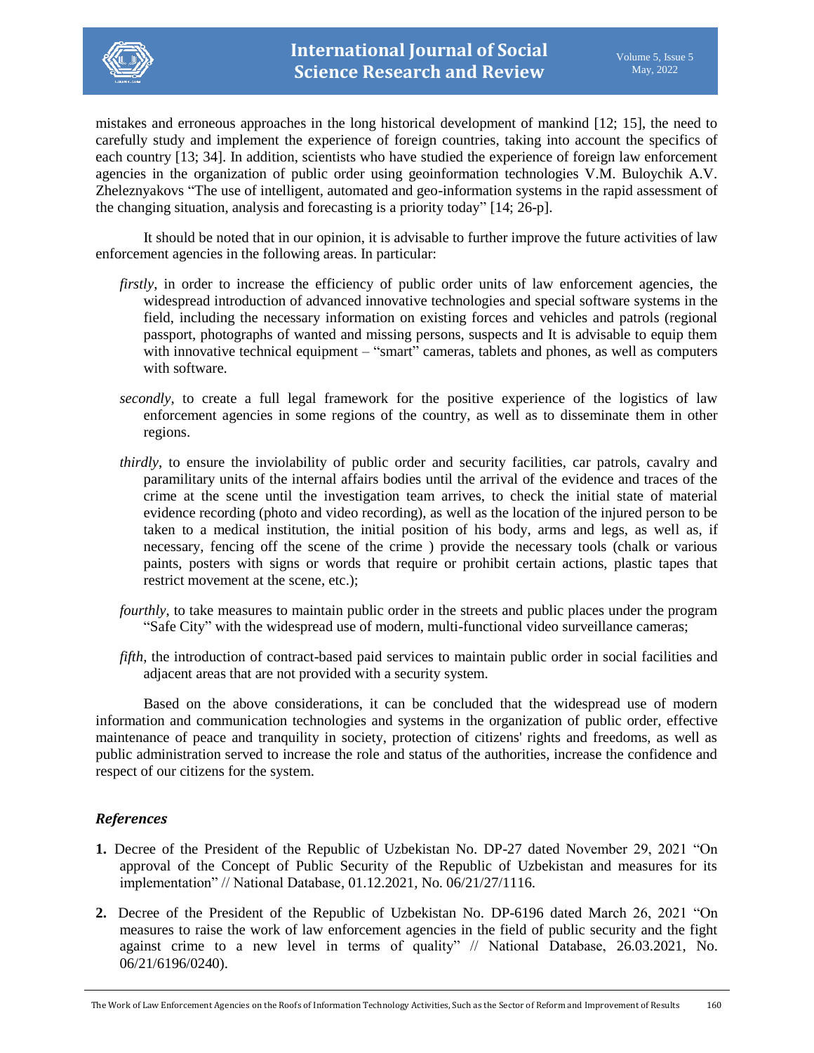mistakes and erroneous approaches in the long historical development of mankind [12; 15], the need to carefully study and implement the experience of foreign countries, taking into account the specifics of each country [13; 34]. In addition, scientists who have studied the experience of foreign law enforcement agencies in the organization of public order using geoinformation technologies V.M. Buloychik A.V. Zheleznyakovs "The use of intelligent, automated and geo-information systems in the rapid assessment of the changing situation, analysis and forecasting is a priority today" [14; 26-p].

It should be noted that in our opinion, it is advisable to further improve the future activities of law enforcement agencies in the following areas. In particular:

*firstly*, in order to increase the efficiency of public order units of law enforcement agencies, the widespread introduction of advanced innovative technologies and special software systems in the field, including the necessary information on existing forces and vehicles and patrols (regional passport, photographs of wanted and missing persons, suspects and It is advisable to equip them with innovative technical equipment – "smart" cameras, tablets and phones, as well as computers with software.

*secondly*, to create a full legal framework for the positive experience of the logistics of law enforcement agencies in some regions of the country, as well as to disseminate them in other regions.

*thirdly*, to ensure the inviolability of public order and security facilities, car patrols, cavalry and paramilitary units of the internal affairs bodies until the arrival of the evidence and traces of the crime at the scene until the investigation team arrives, to check the initial state of material evidence recording (photo and video recording), as well as the location of the injured person to be taken to a medical institution, the initial position of his body, arms and legs, as well as, if necessary, fencing off the scene of the crime ) provide the necessary tools (chalk or various paints, posters with signs or words that require or prohibit certain actions, plastic tapes that restrict movement at the scene, etc.);

*fourthly*, to take measures to maintain public order in the streets and public places under the program "Safe City" with the widespread use of modern, multi-functional video surveillance cameras;

*fifth*, the introduction of contract-based paid services to maintain public order in social facilities and adjacent areas that are not provided with a security system.

Based on the above considerations, it can be concluded that the widespread use of modern information and communication technologies and systems in the organization of public order, effective maintenance of peace and tranquility in society, protection of citizens' rights and freedoms, as well as public administration served to increase the role and status of the authorities, increase the confidence and respect of our citizens for the system.

## *References*

**1.** Decree of the President of the Republic of Uzbekistan No. DP-27 dated November 29, 2021 "On approval of the Concept of Public Security of the Republic of Uzbekistan and measures for its implementation" // National Database, 01.12.2021, No. 06/21/27/1116.

**2.** Decree of the President of the Republic of Uzbekistan No. DP-6196 dated March 26, 2021 "On measures to raise the work of law enforcement agencies in the field of public security and the fight against crime to a new level in terms of quality" // National Database, 26.03.2021, No. 06/21/6196/0240).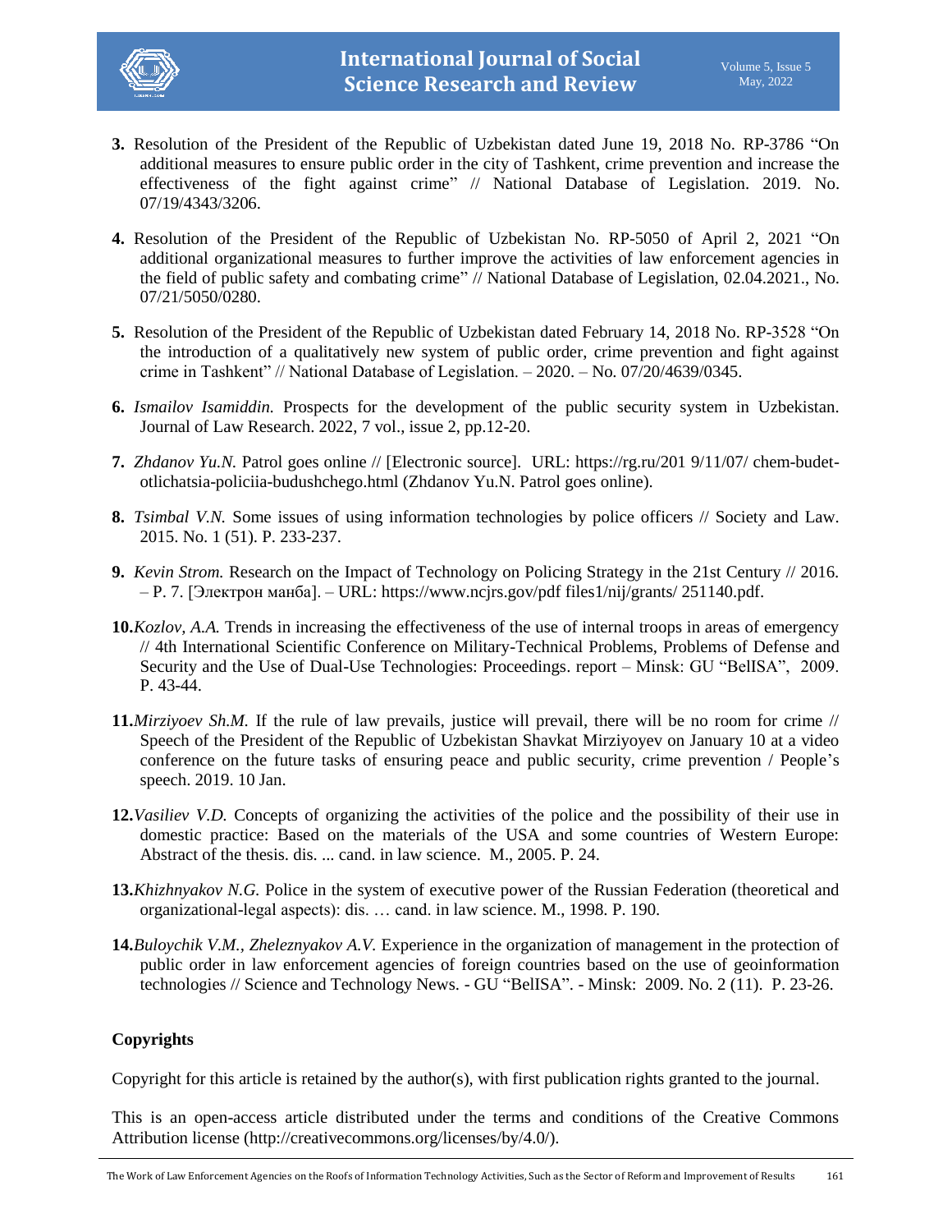3. Resolution of the President of the Republic of Uzbekistan dated June 19, 2018 No. RP-3786 "On additional measures to ensure public order in the city of Tashkent, crime prevention and increase the effectiveness of the fight against crime" // National Database of Legislation. 2019. No. 07/19/4343/3206.

4. Resolution of the President of the Republic of Uzbekistan No. RP-5050 of April 2, 2021 "On additional organizational measures to further improve the activities of law enforcement agencies in the field of public safety and combating crime" // National Database of Legislation, 02.04.2021., No. 07/21/5050/0280.

5. Resolution of the President of the Republic of Uzbekistan dated February 14, 2018 No. RP-3528 "On the introduction of a qualitatively new system of public order, crime prevention and fight against crime in Tashkent" // National Database of Legislation. – 2020. – No. 07/20/4639/0345.

6. *Ismailov Isamiddin.* Prospects for the development of the public security system in Uzbekistan. Journal of Law Research. 2022, 7 vol., issue 2, pp.12-20.

7. *Zhdanov Yu.N.* Patrol goes online // [Electronic source]. URL: https://rg.ru/201 9/11/07/ chem-budet-otlichatsia-policiia-budushchego.html (Zhdanov Yu.N. Patrol goes online).

8. *Tsimbal V.N.* Some issues of using information technologies by police officers // Society and Law. 2015. No. 1 (51). P. 233-237.

9. *Kevin Strom.* Research on the Impact of Technology on Policing Strategy in the 21st Century // 2016. – P. 7. [Электрон манба]. – URL: https://www.ncjrs.gov/pdf files1/nij/grants/ 251140.pdf.

10. *Kozlov, A.A.* Trends in increasing the effectiveness of the use of internal troops in areas of emergency // 4th International Scientific Conference on Military-Technical Problems, Problems of Defense and Security and the Use of Dual-Use Technologies: Proceedings. report – Minsk: GU "BelISA", 2009. P. 43-44.

11. *Mirziyoev Sh.M.* If the rule of law prevails, justice will prevail, there will be no room for crime // Speech of the President of the Republic of Uzbekistan Shavkat Mirziyoyev on January 10 at a video conference on the future tasks of ensuring peace and public security, crime prevention / People's speech. 2019. 10 Jan.

12. *Vasiliev V.D.* Concepts of organizing the activities of the police and the possibility of their use in domestic practice: Based on the materials of the USA and some countries of Western Europe: Abstract of the thesis. dis. ... cand. in law science. M., 2005. P. 24.

13. *Khizhnyakov N.G.* Police in the system of executive power of the Russian Federation (theoretical and organizational-legal aspects): dis. … cand. in law science. M., 1998. P. 190.

14. *Buloychik V.M., Zheleznyakov A.V.* Experience in the organization of management in the protection of public order in law enforcement agencies of foreign countries based on the use of geoinformation technologies // Science and Technology News. - GU "BelISA". - Minsk: 2009. No. 2 (11). P. 23-26.

**Copyrights**

Copyright for this article is retained by the author(s), with first publication rights granted to the journal.

This is an open-access article distributed under the terms and conditions of the Creative Commons Attribution license (http://creativecommons.org/licenses/by/4.0/).